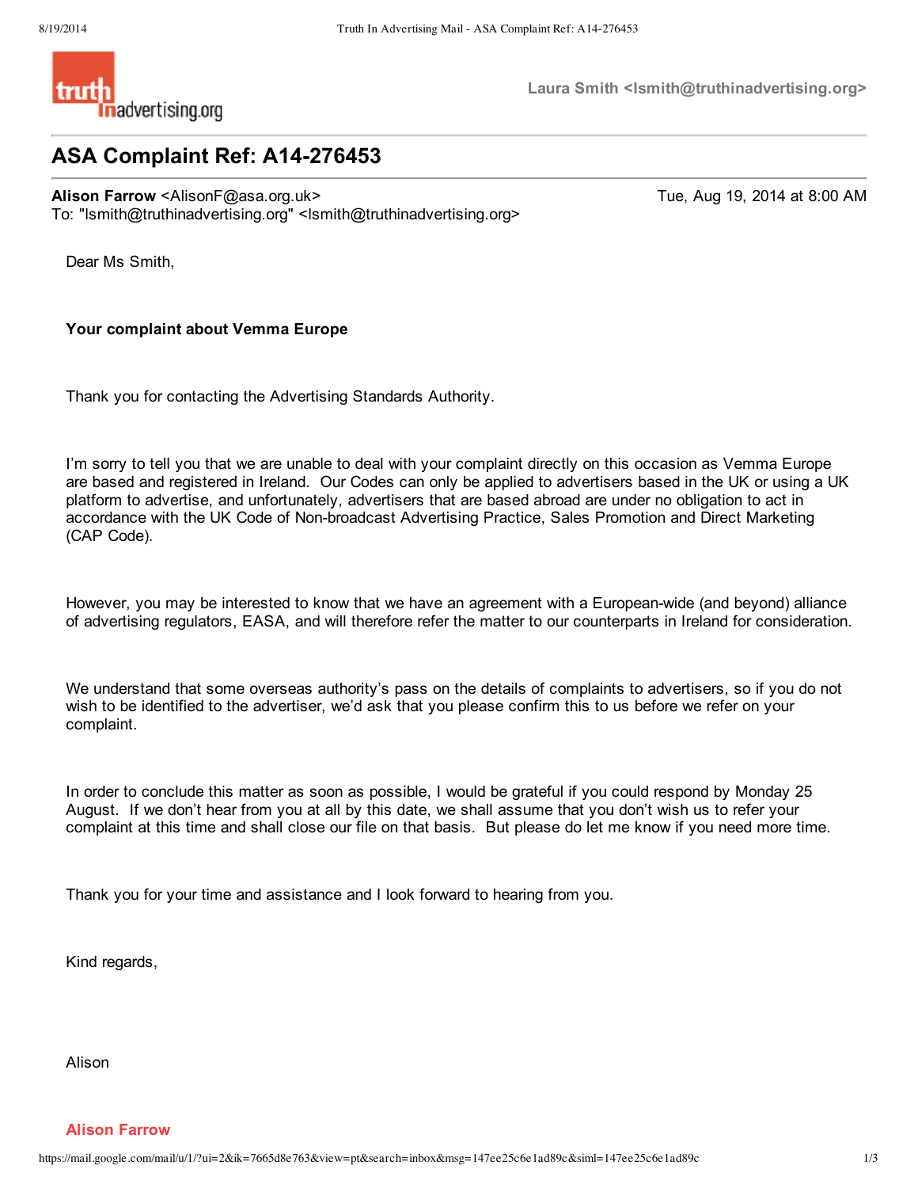Laura Smith <lsmith@truthinadvertising.org>

# ASA Complaint Ref: A14-276453

**Alison Farrow** <AlisonF@asa.org.uk> Tue, Aug 19, 2014 at 8:00 AM
To: "lsmith@truthinadvertising.org" <lsmith@truthinadvertising.org>

Dear Ms Smith,

**Your complaint about Vemma Europe**

Thank you for contacting the Advertising Standards Authority.

I'm sorry to tell you that we are unable to deal with your complaint directly on this occasion as Vemma Europe are based and registered in Ireland. Our Codes can only be applied to advertisers based in the UK or using a UK platform to advertise, and unfortunately, advertisers that are based abroad are under no obligation to act in accordance with the UK Code of Non-broadcast Advertising Practice, Sales Promotion and Direct Marketing (CAP Code).

However, you may be interested to know that we have an agreement with a European-wide (and beyond) alliance of advertising regulators, EASA, and will therefore refer the matter to our counterparts in Ireland for consideration.

We understand that some overseas authority's pass on the details of complaints to advertisers, so if you do not wish to be identified to the advertiser, we'd ask that you please confirm this to us before we refer on your complaint.

In order to conclude this matter as soon as possible, I would be grateful if you could respond by Monday 25 August. If we don't hear from you at all by this date, we shall assume that you don't wish us to refer your complaint at this time and shall close our file on that basis. But please do let me know if you need more time.

Thank you for your time and assistance and I look forward to hearing from you.

Kind regards,

Alison

**Alison Farrow**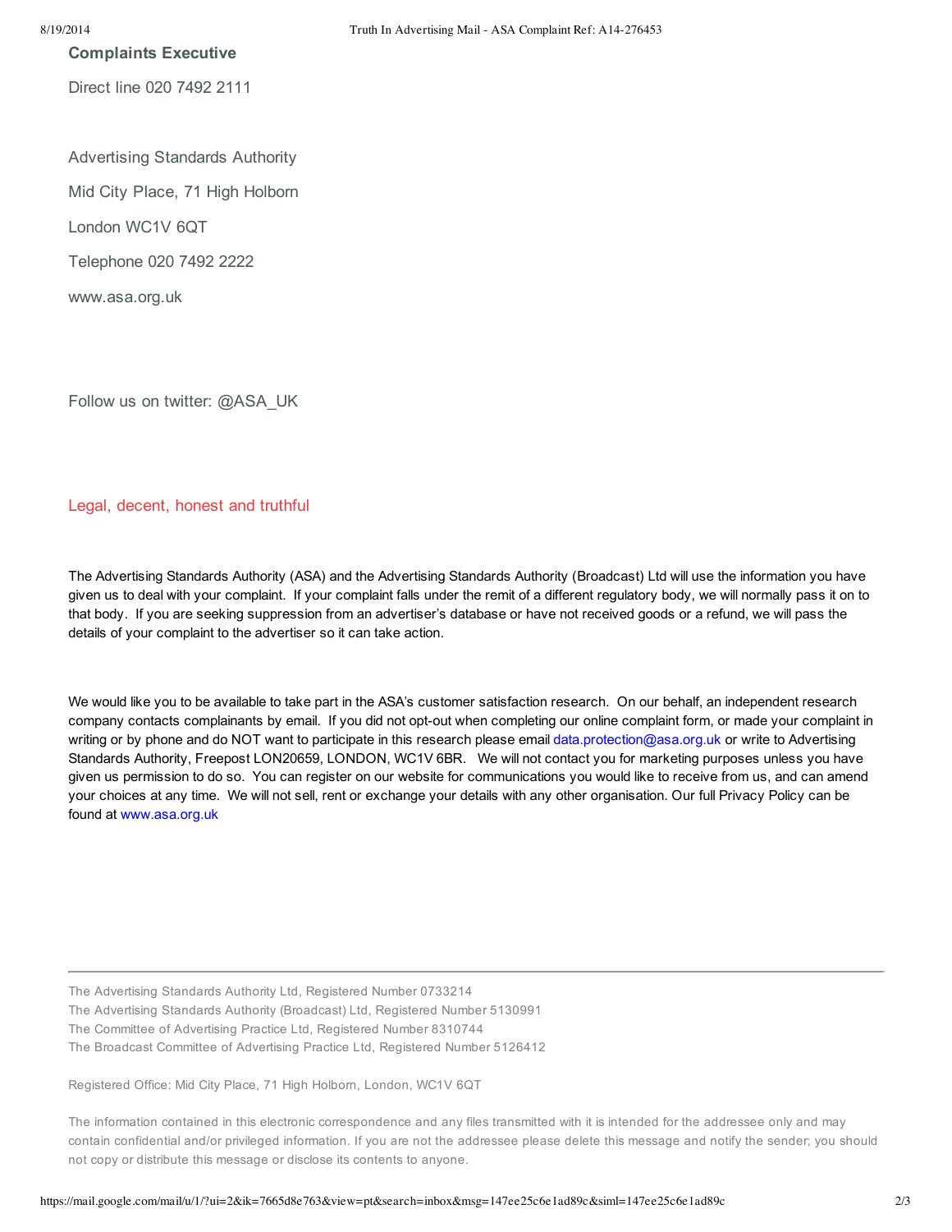**Complaints Executive**

Direct line 020 7492 2111

Advertising Standards Authority

Mid City Place, 71 High Holborn

London WC1V 6QT

Telephone 020 7492 2222

www.asa.org.uk

Follow us on twitter: @ASA_UK

Legal, decent, honest and truthful

The Advertising Standards Authority (ASA) and the Advertising Standards Authority (Broadcast) Ltd will use the information you have given us to deal with your complaint. If your complaint falls under the remit of a different regulatory body, we will normally pass it on to that body. If you are seeking suppression from an advertiser's database or have not received goods or a refund, we will pass the details of your complaint to the advertiser so it can take action.

We would like you to be available to take part in the ASA's customer satisfaction research. On our behalf, an independent research company contacts complainants by email. If you did not opt-out when completing our online complaint form, or made your complaint in writing or by phone and do NOT want to participate in this research please email data.protection@asa.org.uk or write to Advertising Standards Authority, Freepost LON20659, LONDON, WC1V 6BR. We will not contact you for marketing purposes unless you have given us permission to do so. You can register on our website for communications you would like to receive from us, and can amend your choices at any time. We will not sell, rent or exchange your details with any other organisation. Our full Privacy Policy can be found at www.asa.org.uk

---

The Advertising Standards Authority Ltd, Registered Number 0733214
The Advertising Standards Authority (Broadcast) Ltd, Registered Number 5130991
The Committee of Advertising Practice Ltd, Registered Number 8310744
The Broadcast Committee of Advertising Practice Ltd, Registered Number 5126412

Registered Office: Mid City Place, 71 High Holborn, London, WC1V 6QT

The information contained in this electronic correspondence and any files transmitted with it is intended for the addressee only and may contain confidential and/or privileged information. If you are not the addressee please delete this message and notify the sender; you should not copy or distribute this message or disclose its contents to anyone.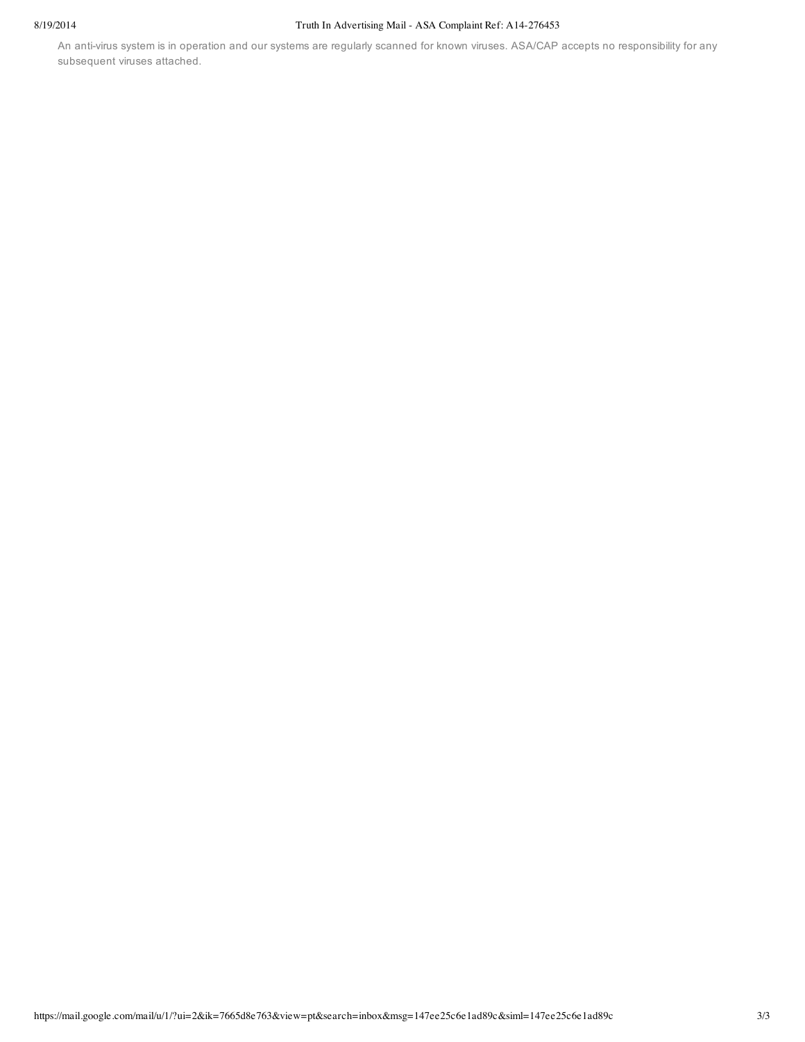An anti-virus system is in operation and our systems are regularly scanned for known viruses. ASA/CAP accepts no responsibility for any subsequent viruses attached.